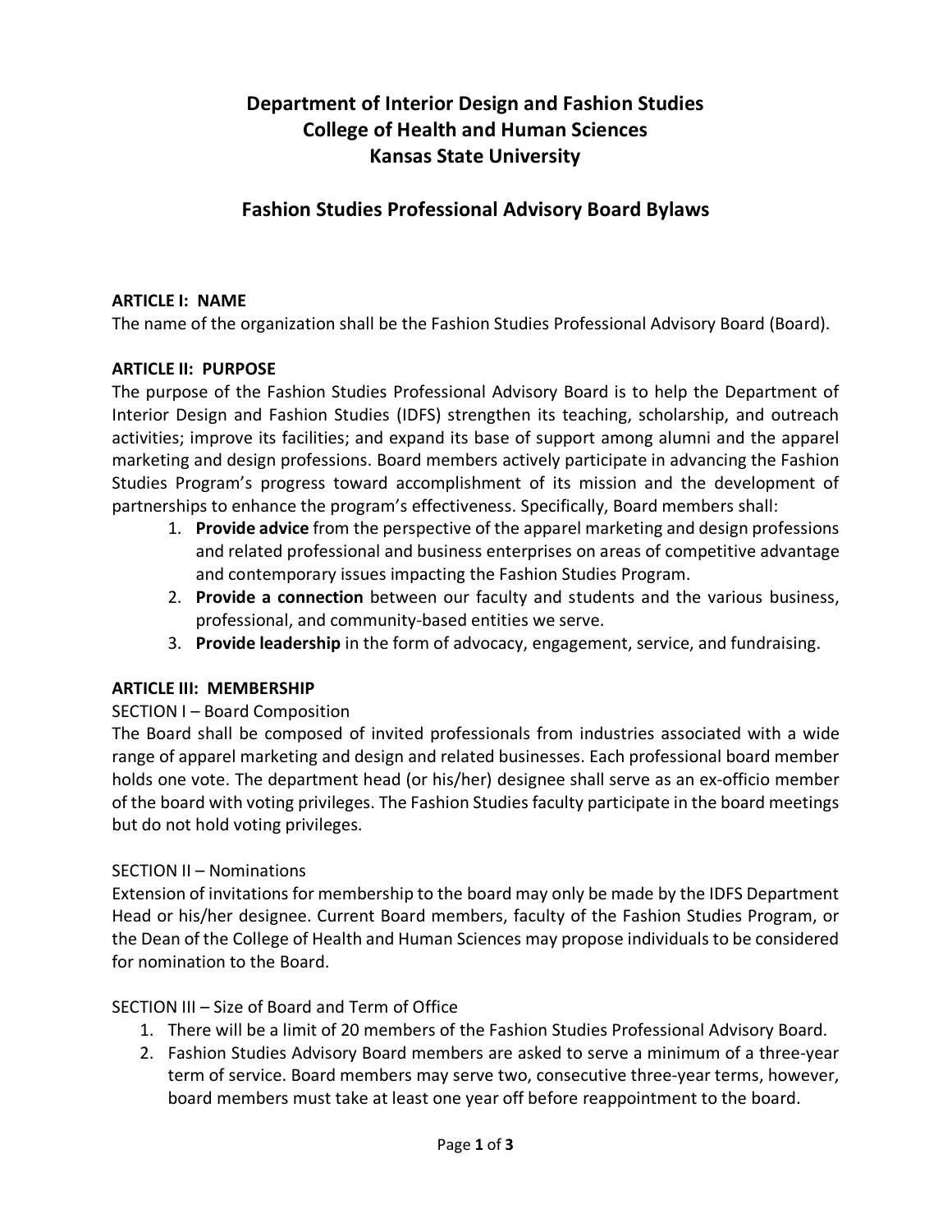# Department of Interior Design and Fashion Studies
# College of Health and Human Sciences
# Kansas State University

## Fashion Studies Professional Advisory Board Bylaws

**ARTICLE I: NAME**

The name of the organization shall be the Fashion Studies Professional Advisory Board (Board).

**ARTICLE II: PURPOSE**

The purpose of the Fashion Studies Professional Advisory Board is to help the Department of Interior Design and Fashion Studies (IDFS) strengthen its teaching, scholarship, and outreach activities; improve its facilities; and expand its base of support among alumni and the apparel marketing and design professions. Board members actively participate in advancing the Fashion Studies Program's progress toward accomplishment of its mission and the development of partnerships to enhance the program's effectiveness. Specifically, Board members shall:

1. **Provide advice** from the perspective of the apparel marketing and design professions and related professional and business enterprises on areas of competitive advantage and contemporary issues impacting the Fashion Studies Program.
2. **Provide a connection** between our faculty and students and the various business, professional, and community-based entities we serve.
3. **Provide leadership** in the form of advocacy, engagement, service, and fundraising.

**ARTICLE III: MEMBERSHIP**

SECTION I – Board Composition

The Board shall be composed of invited professionals from industries associated with a wide range of apparel marketing and design and related businesses. Each professional board member holds one vote. The department head (or his/her) designee shall serve as an ex-officio member of the board with voting privileges. The Fashion Studies faculty participate in the board meetings but do not hold voting privileges.

SECTION II – Nominations

Extension of invitations for membership to the board may only be made by the IDFS Department Head or his/her designee. Current Board members, faculty of the Fashion Studies Program, or the Dean of the College of Health and Human Sciences may propose individuals to be considered for nomination to the Board.

SECTION III – Size of Board and Term of Office

1. There will be a limit of 20 members of the Fashion Studies Professional Advisory Board.
2. Fashion Studies Advisory Board members are asked to serve a minimum of a three-year term of service. Board members may serve two, consecutive three-year terms, however, board members must take at least one year off before reappointment to the board.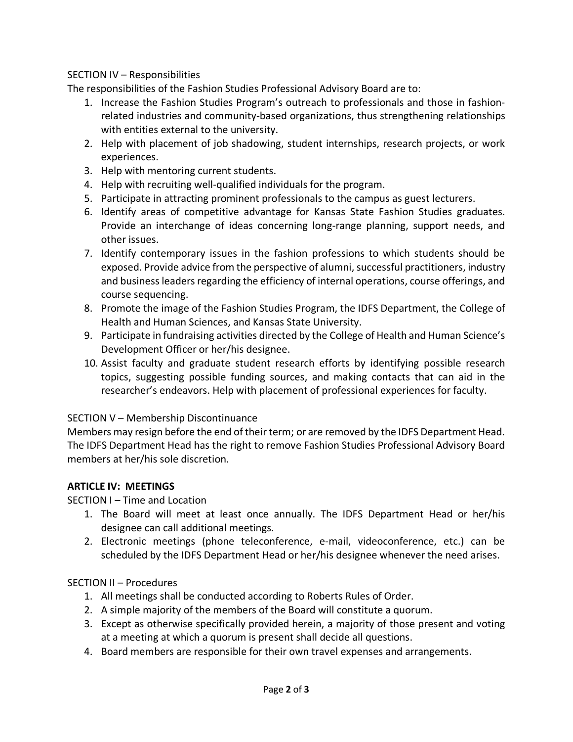SECTION IV – Responsibilities

The responsibilities of the Fashion Studies Professional Advisory Board are to:

1. Increase the Fashion Studies Program's outreach to professionals and those in fashion-related industries and community-based organizations, thus strengthening relationships with entities external to the university.
2. Help with placement of job shadowing, student internships, research projects, or work experiences.
3. Help with mentoring current students.
4. Help with recruiting well-qualified individuals for the program.
5. Participate in attracting prominent professionals to the campus as guest lecturers.
6. Identify areas of competitive advantage for Kansas State Fashion Studies graduates. Provide an interchange of ideas concerning long-range planning, support needs, and other issues.
7. Identify contemporary issues in the fashion professions to which students should be exposed. Provide advice from the perspective of alumni, successful practitioners, industry and business leaders regarding the efficiency of internal operations, course offerings, and course sequencing.
8. Promote the image of the Fashion Studies Program, the IDFS Department, the College of Health and Human Sciences, and Kansas State University.
9. Participate in fundraising activities directed by the College of Health and Human Science's Development Officer or her/his designee.
10. Assist faculty and graduate student research efforts by identifying possible research topics, suggesting possible funding sources, and making contacts that can aid in the researcher's endeavors. Help with placement of professional experiences for faculty.

SECTION V – Membership Discontinuance

Members may resign before the end of their term; or are removed by the IDFS Department Head. The IDFS Department Head has the right to remove Fashion Studies Professional Advisory Board members at her/his sole discretion.

## ARTICLE IV: MEETINGS

SECTION I – Time and Location

1. The Board will meet at least once annually. The IDFS Department Head or her/his designee can call additional meetings.
2. Electronic meetings (phone teleconference, e-mail, videoconference, etc.) can be scheduled by the IDFS Department Head or her/his designee whenever the need arises.

SECTION II – Procedures

1. All meetings shall be conducted according to Roberts Rules of Order.
2. A simple majority of the members of the Board will constitute a quorum.
3. Except as otherwise specifically provided herein, a majority of those present and voting at a meeting at which a quorum is present shall decide all questions.
4. Board members are responsible for their own travel expenses and arrangements.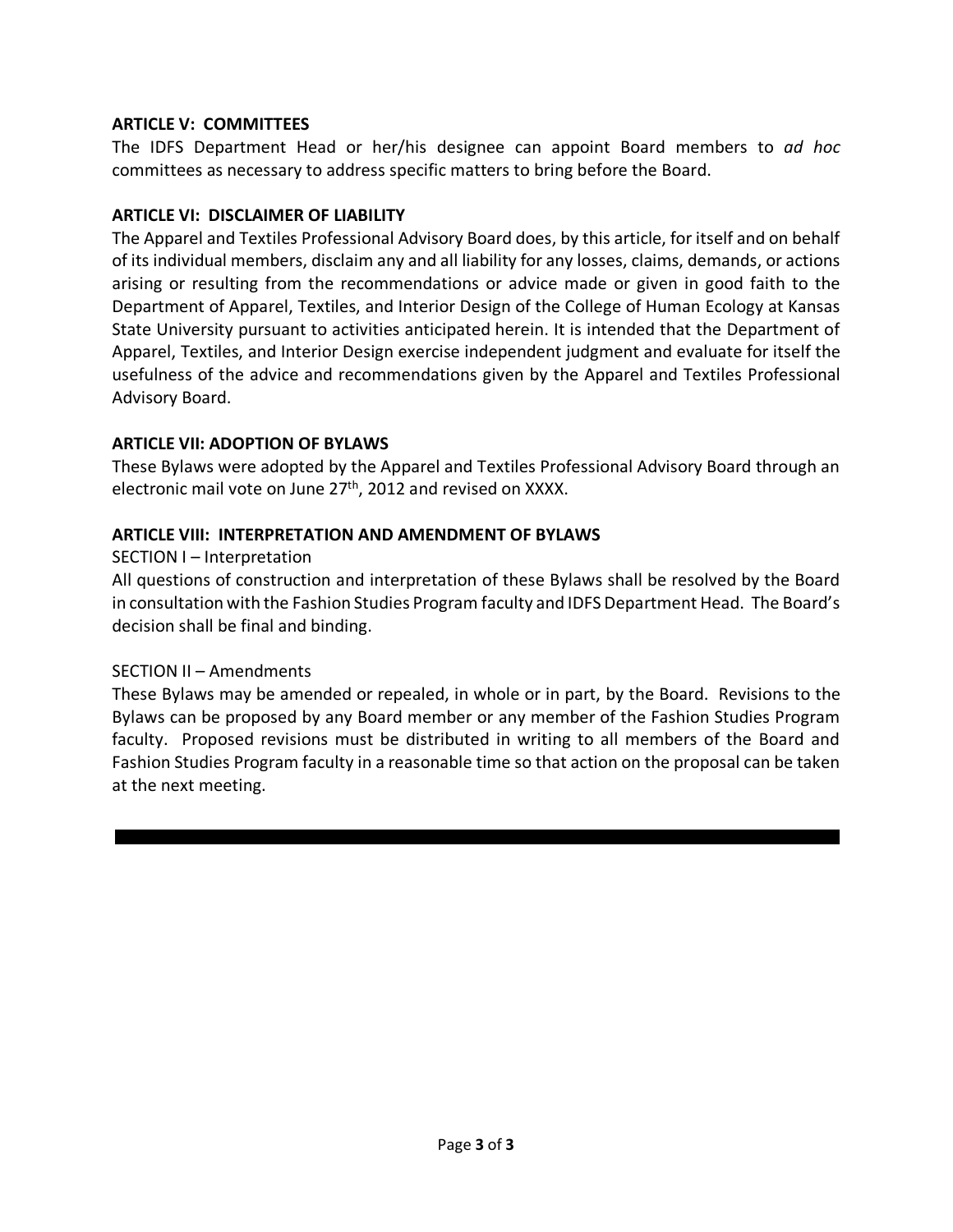**ARTICLE V: COMMITTEES**

The IDFS Department Head or her/his designee can appoint Board members to *ad hoc* committees as necessary to address specific matters to bring before the Board.

**ARTICLE VI: DISCLAIMER OF LIABILITY**

The Apparel and Textiles Professional Advisory Board does, by this article, for itself and on behalf of its individual members, disclaim any and all liability for any losses, claims, demands, or actions arising or resulting from the recommendations or advice made or given in good faith to the Department of Apparel, Textiles, and Interior Design of the College of Human Ecology at Kansas State University pursuant to activities anticipated herein. It is intended that the Department of Apparel, Textiles, and Interior Design exercise independent judgment and evaluate for itself the usefulness of the advice and recommendations given by the Apparel and Textiles Professional Advisory Board.

**ARTICLE VII: ADOPTION OF BYLAWS**

These Bylaws were adopted by the Apparel and Textiles Professional Advisory Board through an electronic mail vote on June 27th, 2012 and revised on XXXX.

**ARTICLE VIII: INTERPRETATION AND AMENDMENT OF BYLAWS**

SECTION I – Interpretation

All questions of construction and interpretation of these Bylaws shall be resolved by the Board in consultation with the Fashion Studies Program faculty and IDFS Department Head. The Board's decision shall be final and binding.

SECTION II – Amendments

These Bylaws may be amended or repealed, in whole or in part, by the Board. Revisions to the Bylaws can be proposed by any Board member or any member of the Fashion Studies Program faculty. Proposed revisions must be distributed in writing to all members of the Board and Fashion Studies Program faculty in a reasonable time so that action on the proposal can be taken at the next meeting.